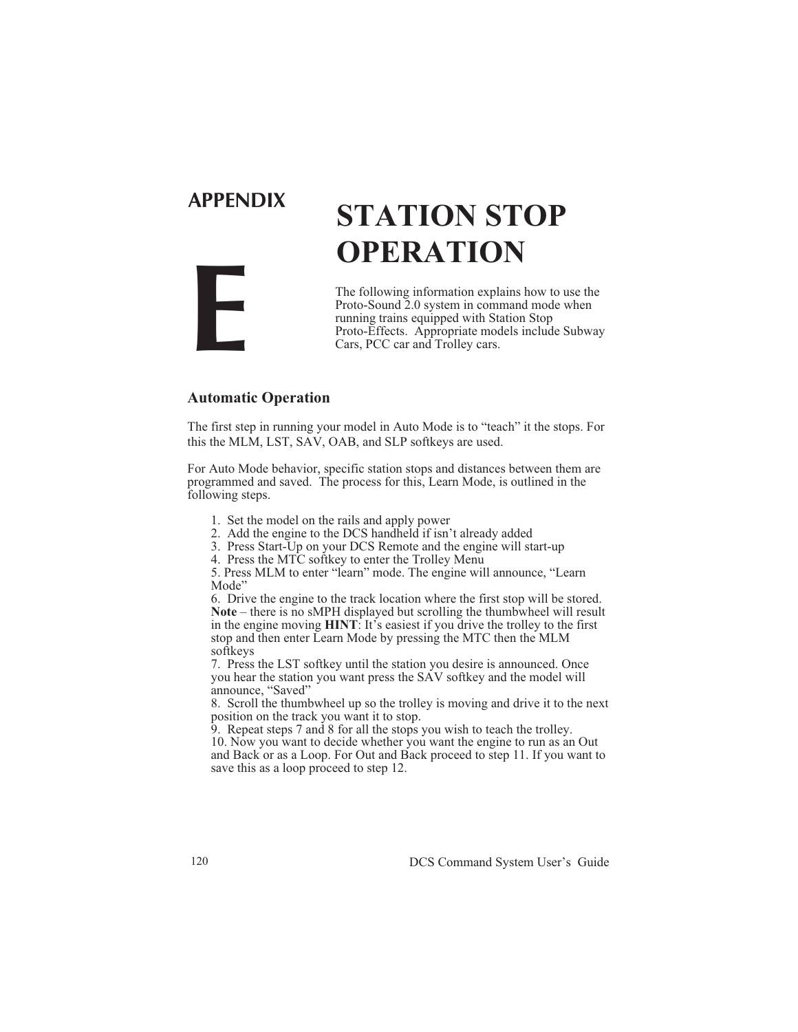# APPENDIX E

# STATION STOP OPERATION

The following information explains how to use the Proto-Sound 2.0 system in command mode when running trains equipped with Station Stop Proto-Effects. Appropriate models include Subway Cars, PCC car and Trolley cars.

## Automatic Operation

The first step in running your model in Auto Mode is to "teach" it the stops. For this the MLM, LST, SAV, OAB, and SLP softkeys are used.

For Auto Mode behavior, specific station stops and distances between them are programmed and saved. The process for this, Learn Mode, is outlined in the following steps.

1. Set the model on the rails and apply power
2. Add the engine to the DCS handheld if isn't already added
3. Press Start-Up on your DCS Remote and the engine will start-up
4. Press the MTC softkey to enter the Trolley Menu
5. Press MLM to enter "learn" mode. The engine will announce, "Learn Mode"
6. Drive the engine to the track location where the first stop will be stored. **Note** – there is no sMPH displayed but scrolling the thumbwheel will result in the engine moving **HINT**: It's easiest if you drive the trolley to the first stop and then enter Learn Mode by pressing the MTC then the MLM softkeys
7. Press the LST softkey until the station you desire is announced. Once you hear the station you want press the SAV softkey and the model will announce, "Saved"
8. Scroll the thumbwheel up so the trolley is moving and drive it to the next position on the track you want it to stop.
9. Repeat steps 7 and 8 for all the stops you wish to teach the trolley.
10. Now you want to decide whether you want the engine to run as an Out and Back or as a Loop. For Out and Back proceed to step 11. If you want to save this as a loop proceed to step 12.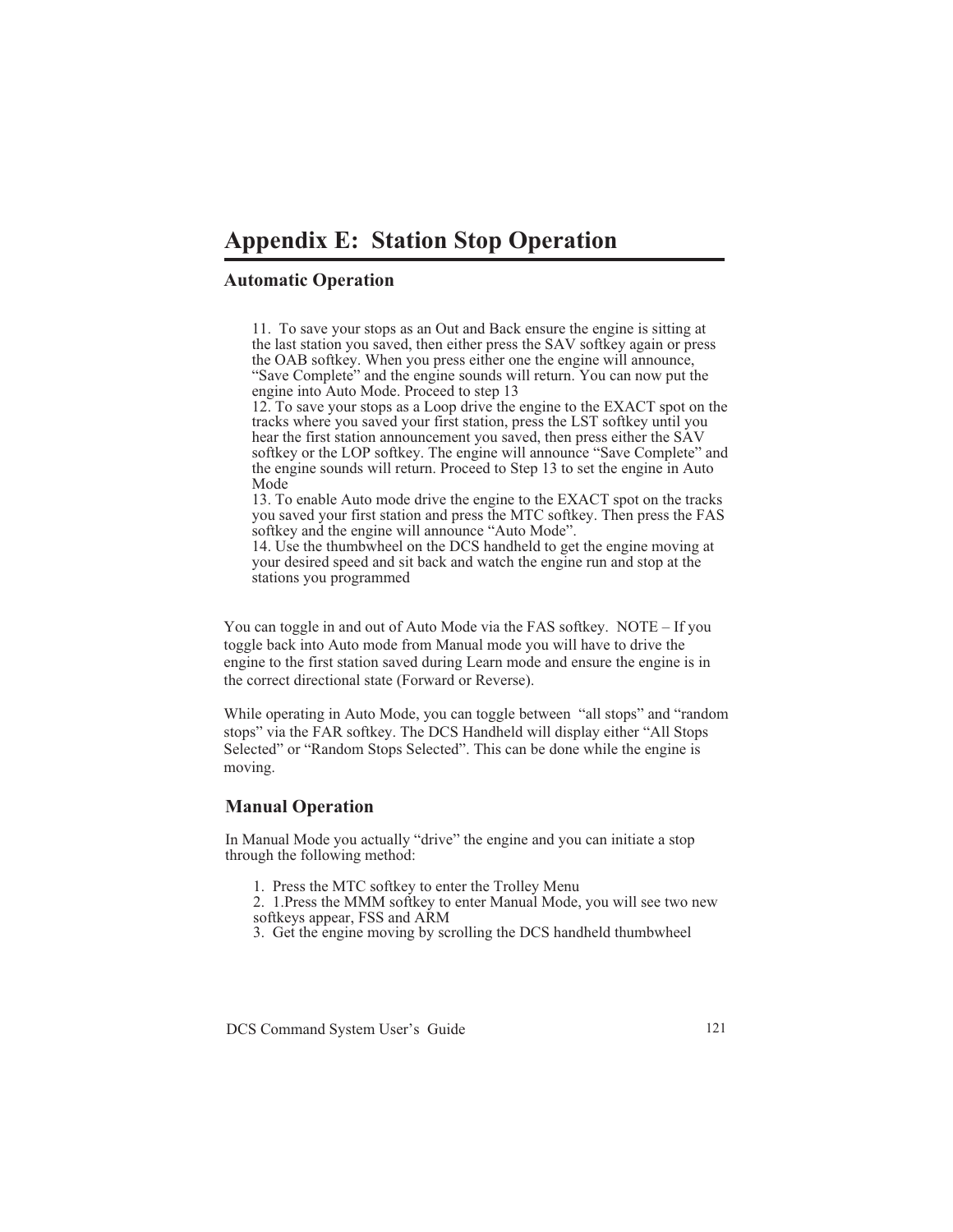# Appendix E: Station Stop Operation

## Automatic Operation

11. To save your stops as an Out and Back ensure the engine is sitting at the last station you saved, then either press the SAV softkey again or press the OAB softkey. When you press either one the engine will announce, "Save Complete" and the engine sounds will return. You can now put the engine into Auto Mode. Proceed to step 13
12. To save your stops as a Loop drive the engine to the EXACT spot on the tracks where you saved your first station, press the LST softkey until you hear the first station announcement you saved, then press either the SAV softkey or the LOP softkey. The engine will announce "Save Complete" and the engine sounds will return. Proceed to Step 13 to set the engine in Auto Mode
13. To enable Auto mode drive the engine to the EXACT spot on the tracks you saved your first station and press the MTC softkey. Then press the FAS softkey and the engine will announce "Auto Mode".
14. Use the thumbwheel on the DCS handheld to get the engine moving at your desired speed and sit back and watch the engine run and stop at the stations you programmed

You can toggle in and out of Auto Mode via the FAS softkey. NOTE – If you toggle back into Auto mode from Manual mode you will have to drive the engine to the first station saved during Learn mode and ensure the engine is in the correct directional state (Forward or Reverse).

While operating in Auto Mode, you can toggle between "all stops" and "random stops" via the FAR softkey. The DCS Handheld will display either "All Stops Selected" or "Random Stops Selected". This can be done while the engine is moving.

## Manual Operation

In Manual Mode you actually "drive" the engine and you can initiate a stop through the following method:

1. Press the MTC softkey to enter the Trolley Menu
2. 1.Press the MMM softkey to enter Manual Mode, you will see two new softkeys appear, FSS and ARM
3. Get the engine moving by scrolling the DCS handheld thumbwheel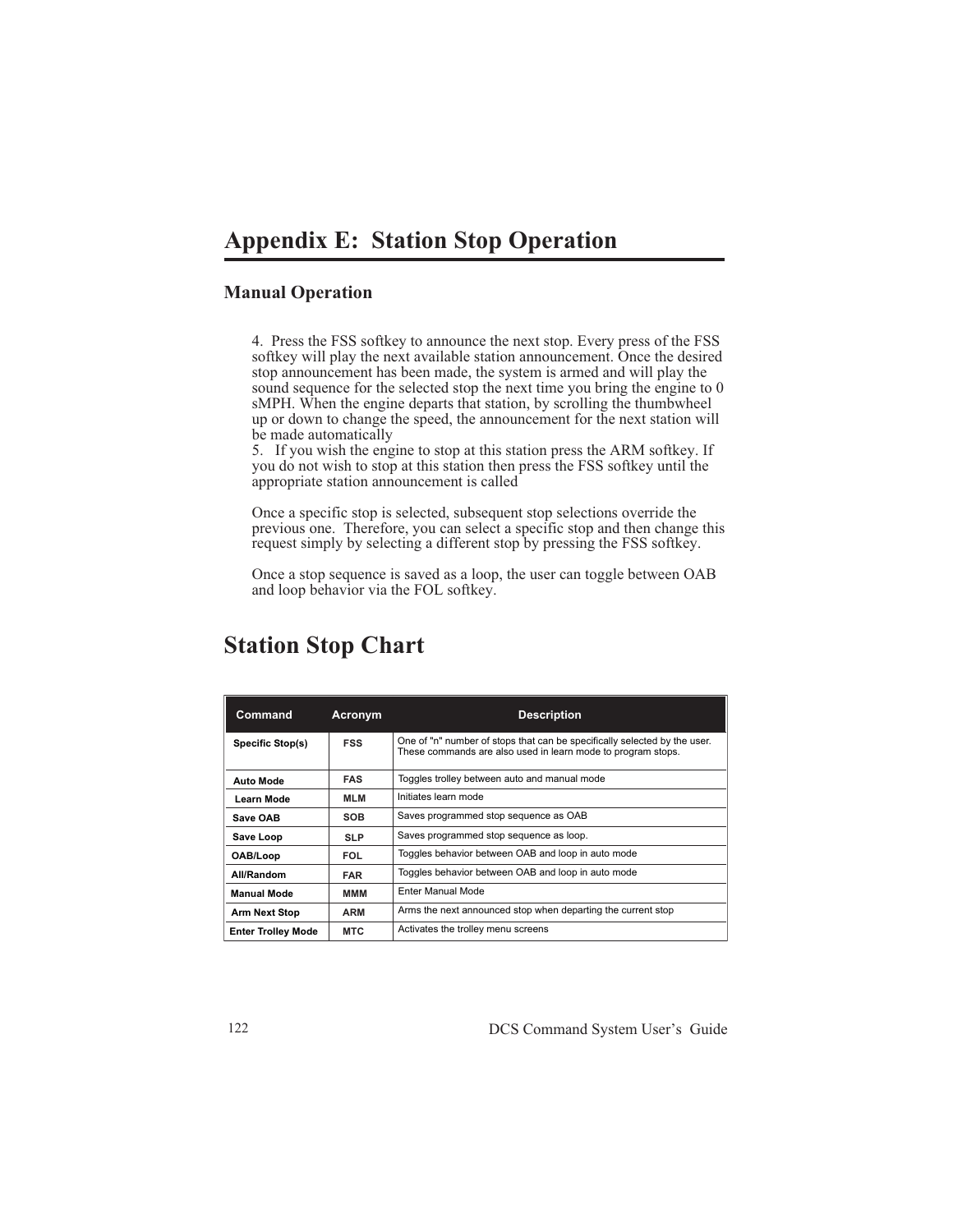# Appendix E: Station Stop Operation

## Manual Operation

4. Press the FSS softkey to announce the next stop. Every press of the FSS softkey will play the next available station announcement. Once the desired stop announcement has been made, the system is armed and will play the sound sequence for the selected stop the next time you bring the engine to 0 sMPH. When the engine departs that station, by scrolling the thumbwheel up or down to change the speed, the announcement for the next station will be made automatically
5. If you wish the engine to stop at this station press the ARM softkey. If you do not wish to stop at this station then press the FSS softkey until the appropriate station announcement is called

Once a specific stop is selected, subsequent stop selections override the previous one. Therefore, you can select a specific stop and then change this request simply by selecting a different stop by pressing the FSS softkey.

Once a stop sequence is saved as a loop, the user can toggle between OAB and loop behavior via the FOL softkey.

# Station Stop Chart

| Command | Acronym | Description |
|---|---|---|
| Specific Stop(s) | FSS | One of "n" number of stops that can be specifically selected by the user. These commands are also used in learn mode to program stops. |
| Auto Mode | FAS | Toggles trolley between auto and manual mode |
| Learn Mode | MLM | Initiates learn mode |
| Save OAB | SOB | Saves programmed stop sequence as OAB |
| Save Loop | SLP | Saves programmed stop sequence as loop. |
| OAB/Loop | FOL | Toggles behavior between OAB and loop in auto mode |
| All/Random | FAR | Toggles behavior between OAB and loop in auto mode |
| Manual Mode | MMM | Enter Manual Mode |
| Arm Next Stop | ARM | Arms the next announced stop when departing the current stop |
| Enter Trolley Mode | MTC | Activates the trolley menu screens |